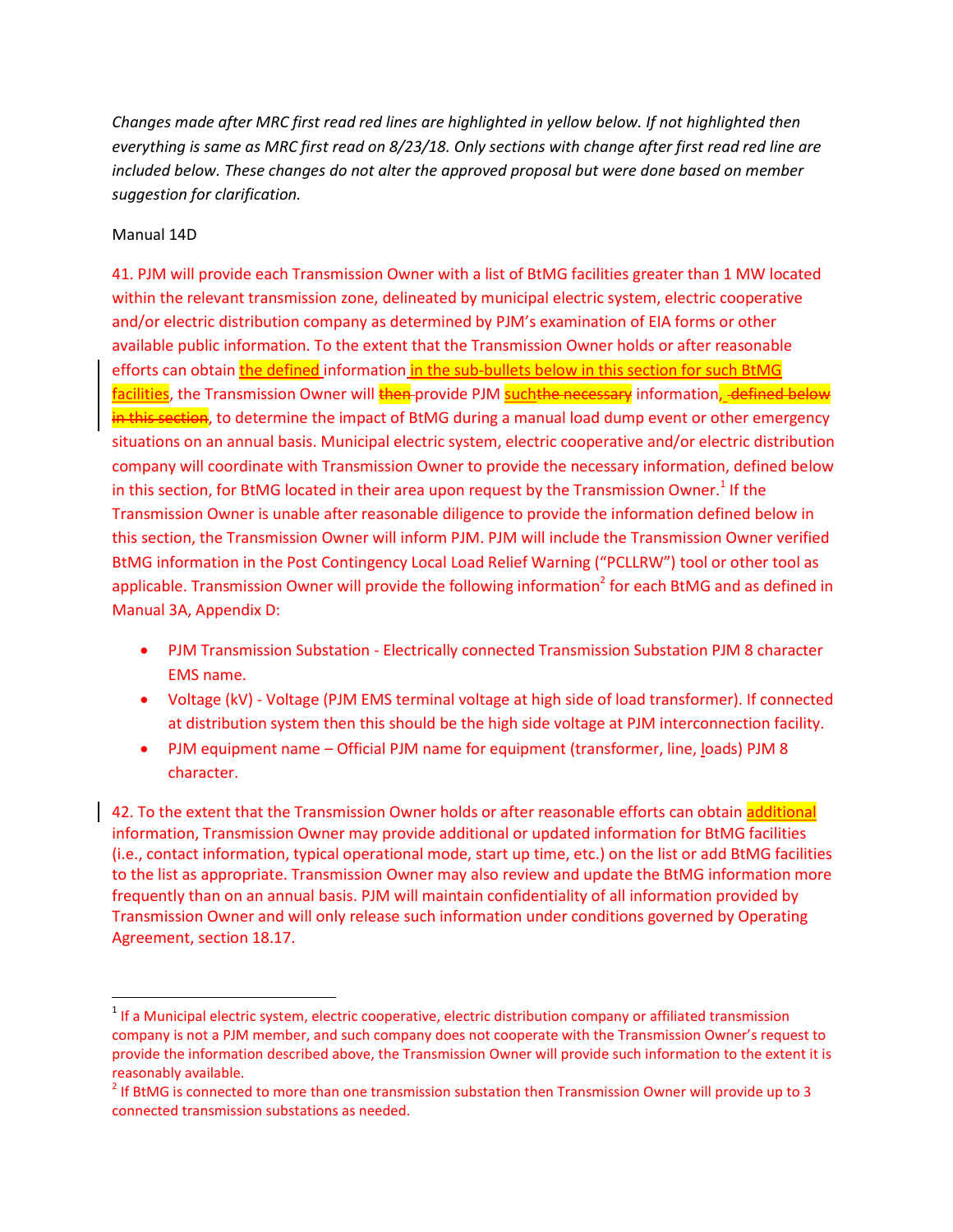*Changes made after MRC first read red lines are highlighted in yellow below. If not highlighted then everything is same as MRC first read on 8/23/18. Only sections with change after first read red line are included below. These changes do not alter the approved proposal but were done based on member suggestion for clarification.*

Manual 14D

41. PJM will provide each Transmission Owner with a list of BtMG facilities greater than 1 MW located within the relevant transmission zone, delineated by municipal electric system, electric cooperative and/or electric distribution company as determined by PJM's examination of EIA forms or other available public information. To the extent that the Transmission Owner holds or after reasonable efforts can obtain the defined information in the sub-bullets below in this section for such BtMG facilities, the Transmission Owner will ~~then~~ provide PJM such~~the necessary~~ information, ~~defined below in this section~~, to determine the impact of BtMG during a manual load dump event or other emergency situations on an annual basis. Municipal electric system, electric cooperative and/or electric distribution company will coordinate with Transmission Owner to provide the necessary information, defined below in this section, for BtMG located in their area upon request by the Transmission Owner.[1] If the Transmission Owner is unable after reasonable diligence to provide the information defined below in this section, the Transmission Owner will inform PJM. PJM will include the Transmission Owner verified BtMG information in the Post Contingency Local Load Relief Warning ("PCLLRW") tool or other tool as applicable. Transmission Owner will provide the following information[2] for each BtMG and as defined in Manual 3A, Appendix D:

- PJM Transmission Substation - Electrically connected Transmission Substation PJM 8 character EMS name.
- Voltage (kV) - Voltage (PJM EMS terminal voltage at high side of load transformer). If connected at distribution system then this should be the high side voltage at PJM interconnection facility.
- PJM equipment name – Official PJM name for equipment (transformer, line, loads) PJM 8 character.

42. To the extent that the Transmission Owner holds or after reasonable efforts can obtain additional information, Transmission Owner may provide additional or updated information for BtMG facilities (i.e., contact information, typical operational mode, start up time, etc.) on the list or add BtMG facilities to the list as appropriate. Transmission Owner may also review and update the BtMG information more frequently than on an annual basis. PJM will maintain confidentiality of all information provided by Transmission Owner and will only release such information under conditions governed by Operating Agreement, section 18.17.

[1] If a Municipal electric system, electric cooperative, electric distribution company or affiliated transmission company is not a PJM member, and such company does not cooperate with the Transmission Owner's request to provide the information described above, the Transmission Owner will provide such information to the extent it is reasonably available.

[2] If BtMG is connected to more than one transmission substation then Transmission Owner will provide up to 3 connected transmission substations as needed.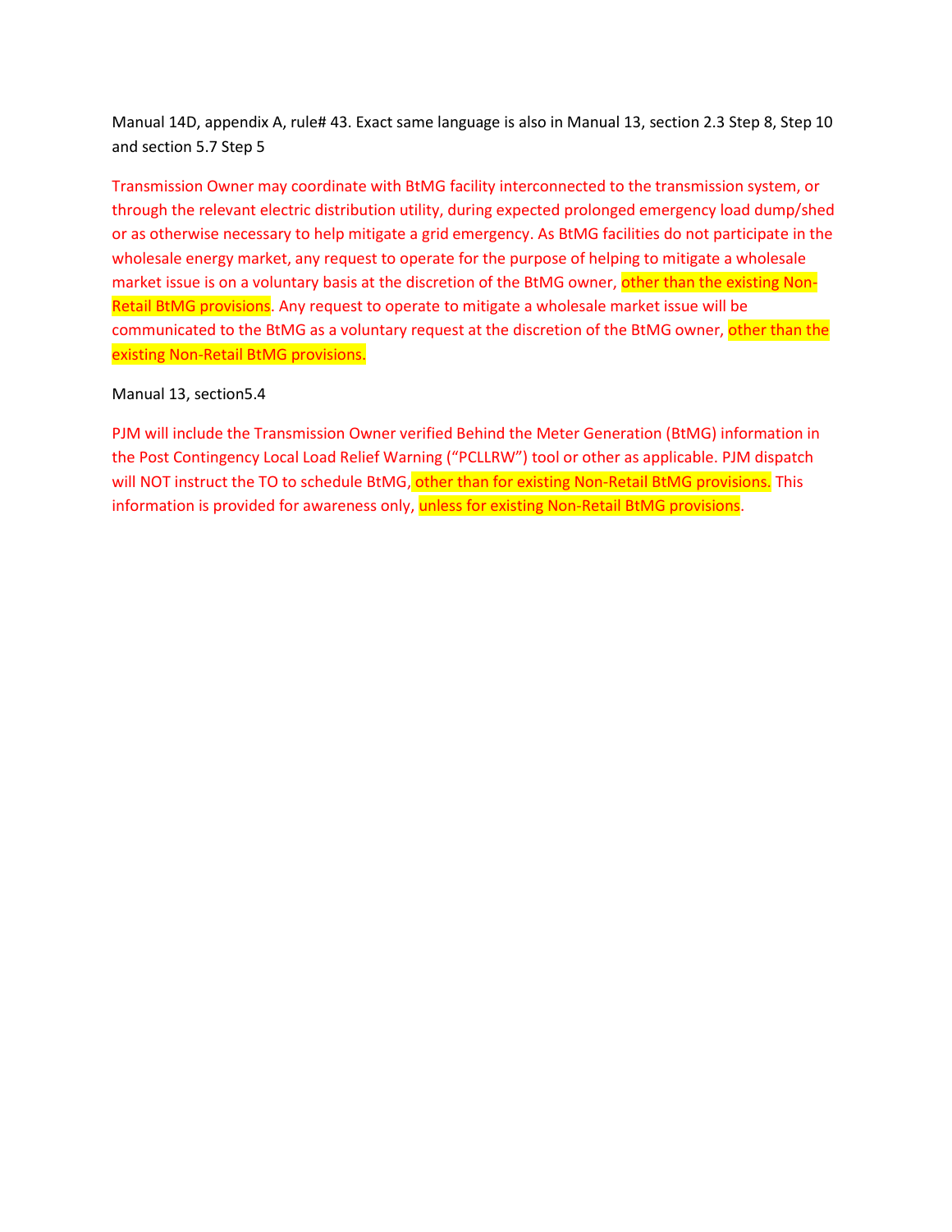Manual 14D, appendix A, rule# 43. Exact same language is also in Manual 13, section 2.3 Step 8, Step 10 and section 5.7 Step 5

Transmission Owner may coordinate with BtMG facility interconnected to the transmission system, or through the relevant electric distribution utility, during expected prolonged emergency load dump/shed or as otherwise necessary to help mitigate a grid emergency. As BtMG facilities do not participate in the wholesale energy market, any request to operate for the purpose of helping to mitigate a wholesale market issue is on a voluntary basis at the discretion of the BtMG owner, other than the existing Non-Retail BtMG provisions. Any request to operate to mitigate a wholesale market issue will be communicated to the BtMG as a voluntary request at the discretion of the BtMG owner, other than the existing Non-Retail BtMG provisions.

Manual 13, section5.4

PJM will include the Transmission Owner verified Behind the Meter Generation (BtMG) information in the Post Contingency Local Load Relief Warning ("PCLLRW") tool or other as applicable. PJM dispatch will NOT instruct the TO to schedule BtMG, other than for existing Non-Retail BtMG provisions. This information is provided for awareness only, unless for existing Non-Retail BtMG provisions.